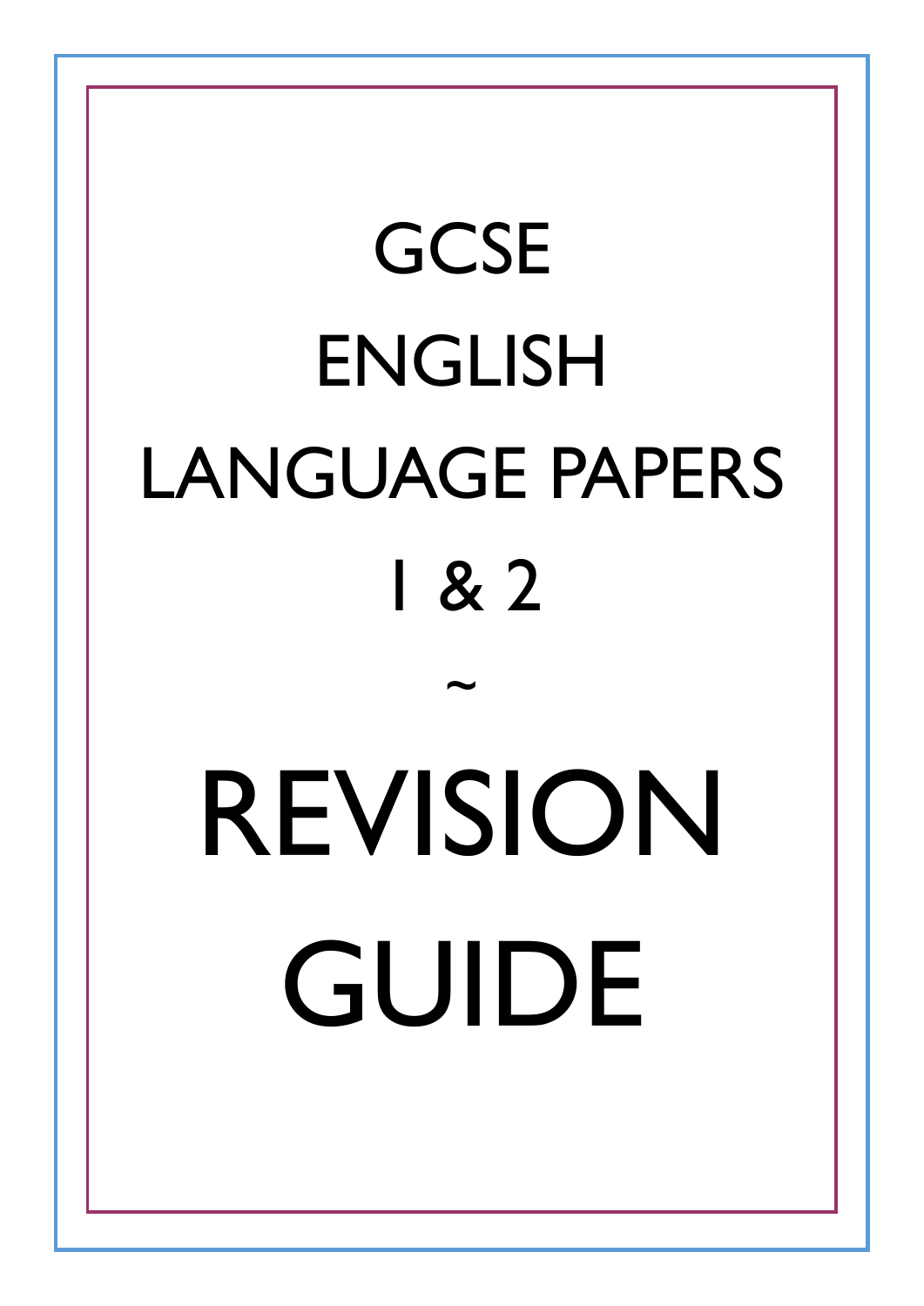# GCSE
# ENGLISH
# LANGUAGE PAPERS
# 1 & 2

~

# REVISION
# GUIDE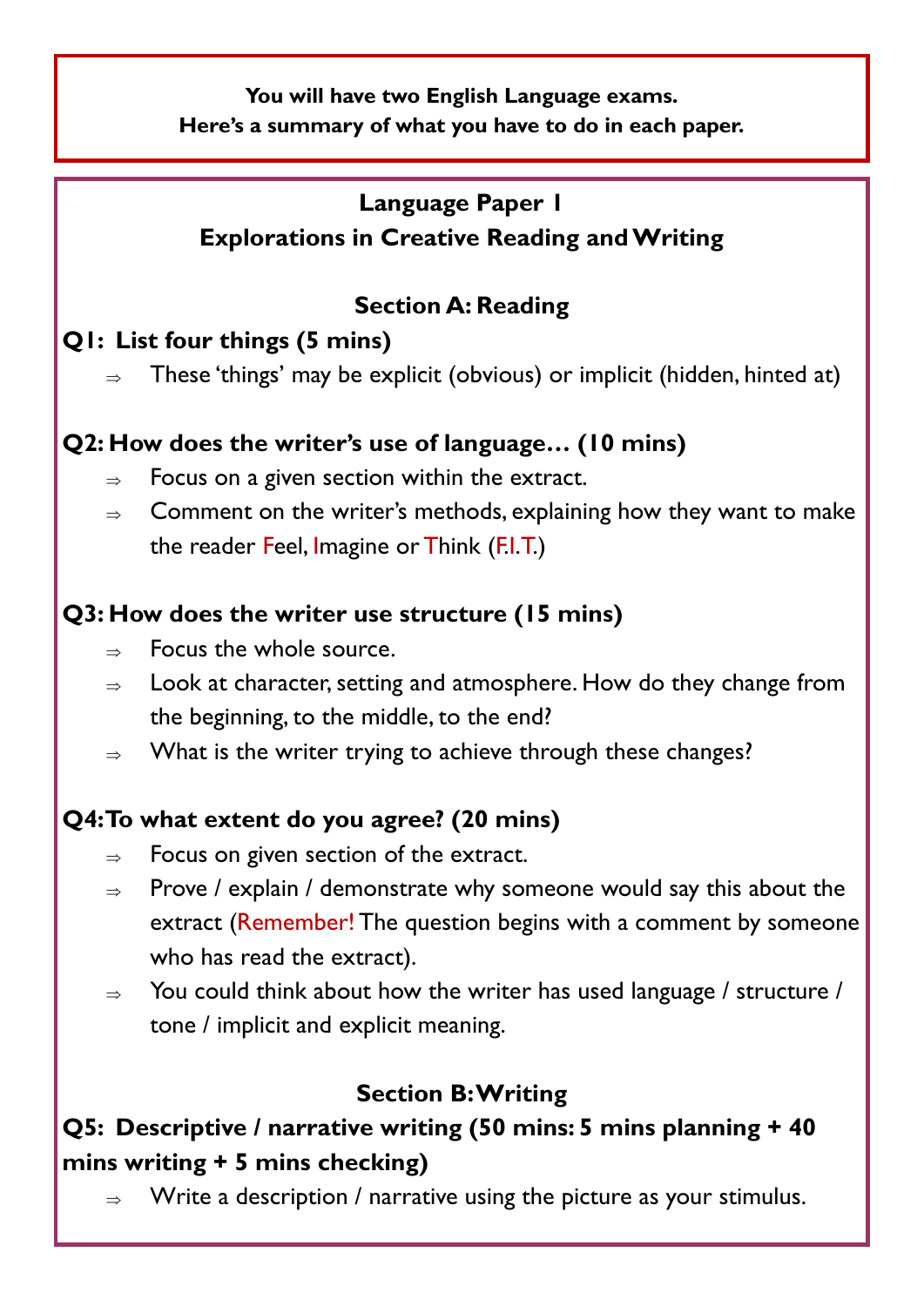**You will have two English Language exams.**
**Here's a summary of what you have to do in each paper.**

## Language Paper 1
## Explorations in Creative Reading and Writing

### Section A: Reading

**Q1: List four things (5 mins)**

- ⇒ These 'things' may be explicit (obvious) or implicit (hidden, hinted at)

**Q2: How does the writer's use of language… (10 mins)**

- ⇒ Focus on a given section within the extract.
- ⇒ Comment on the writer's methods, explaining how they want to make the reader Feel, Imagine or Think (F.I.T.)

**Q3: How does the writer use structure (15 mins)**

- ⇒ Focus the whole source.
- ⇒ Look at character, setting and atmosphere. How do they change from the beginning, to the middle, to the end?
- ⇒ What is the writer trying to achieve through these changes?

**Q4: To what extent do you agree? (20 mins)**

- ⇒ Focus on given section of the extract.
- ⇒ Prove / explain / demonstrate why someone would say this about the extract (Remember! The question begins with a comment by someone who has read the extract).
- ⇒ You could think about how the writer has used language / structure / tone / implicit and explicit meaning.

### Section B: Writing

**Q5: Descriptive / narrative writing (50 mins: 5 mins planning + 40 mins writing + 5 mins checking)**

- ⇒ Write a description / narrative using the picture as your stimulus.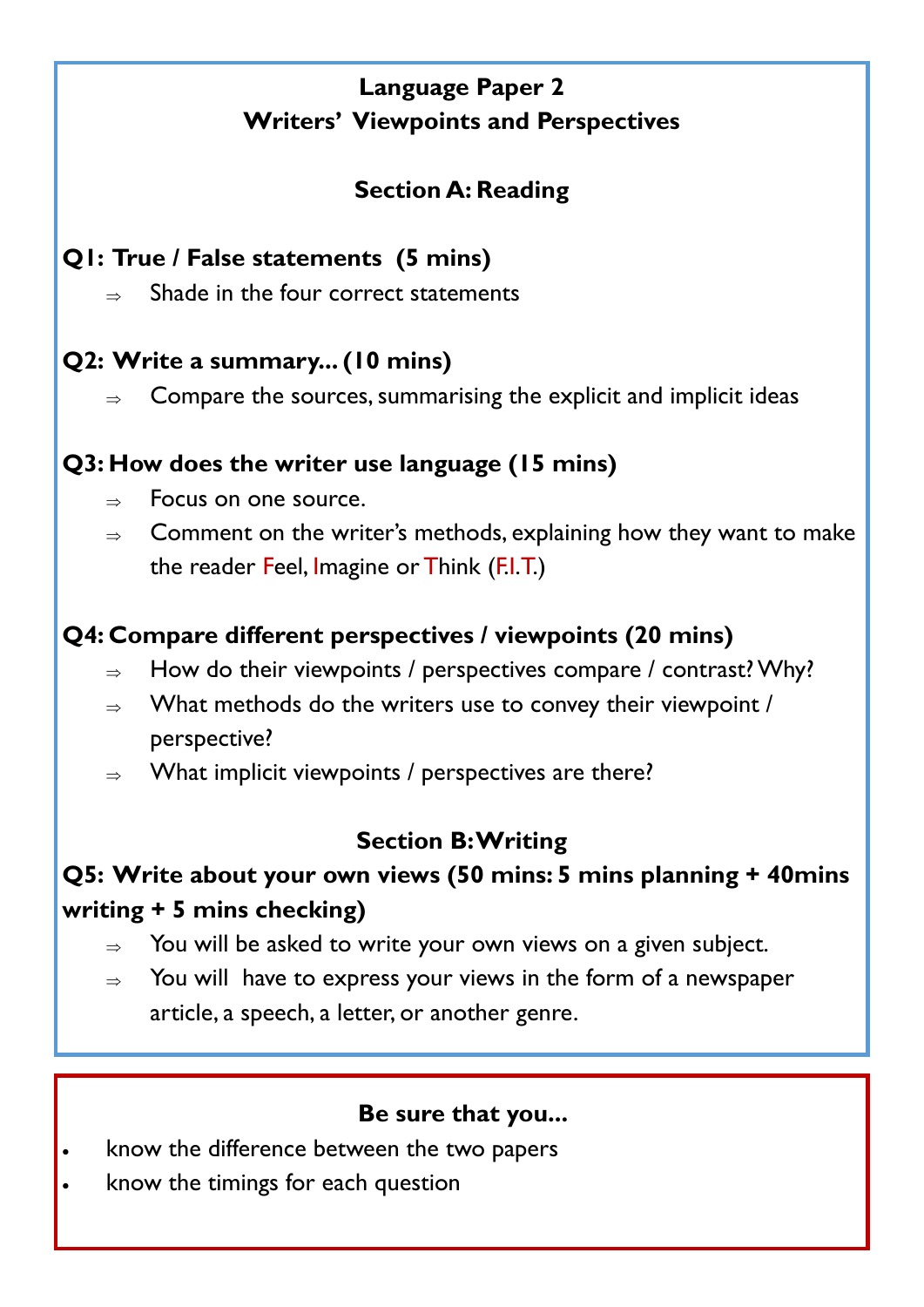## Language Paper 2
## Writers' Viewpoints and Perspectives

### Section A: Reading

**Q1: True / False statements (5 mins)**

⇒ Shade in the four correct statements

**Q2: Write a summary... (10 mins)**

⇒ Compare the sources, summarising the explicit and implicit ideas

**Q3: How does the writer use language (15 mins)**

⇒ Focus on one source.

⇒ Comment on the writer's methods, explaining how they want to make the reader Feel, Imagine or Think (F.I.T.)

**Q4: Compare different perspectives / viewpoints (20 mins)**

⇒ How do their viewpoints / perspectives compare / contrast? Why?

⇒ What methods do the writers use to convey their viewpoint / perspective?

⇒ What implicit viewpoints / perspectives are there?

### Section B: Writing

**Q5: Write about your own views (50 mins: 5 mins planning + 40mins writing + 5 mins checking)**

⇒ You will be asked to write your own views on a given subject.

⇒ You will have to express your views in the form of a newspaper article, a speech, a letter, or another genre.

**Be sure that you...**

- know the difference between the two papers
- know the timings for each question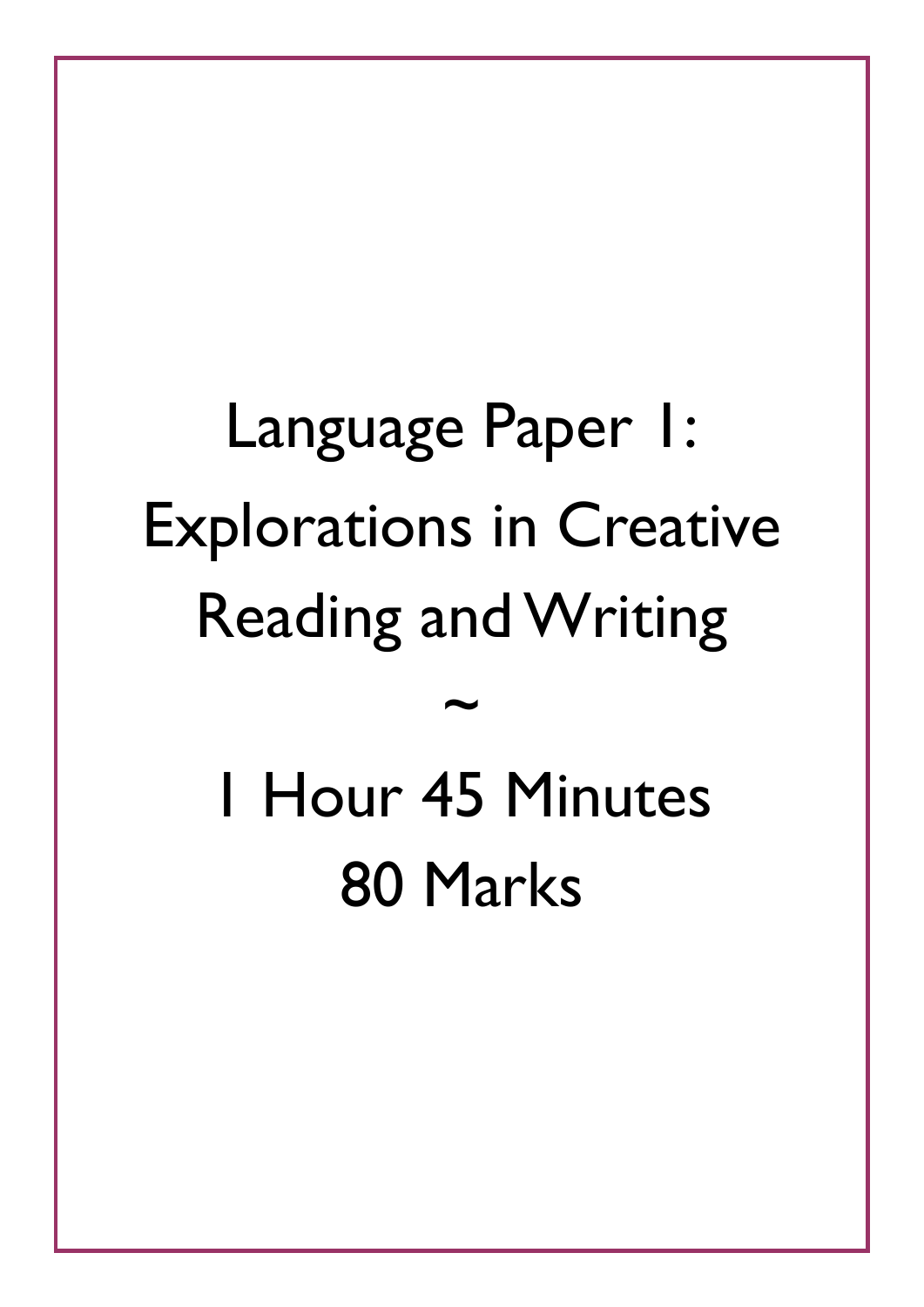# Language Paper 1: Explorations in Creative Reading and Writing

~

1 Hour 45 Minutes

80 Marks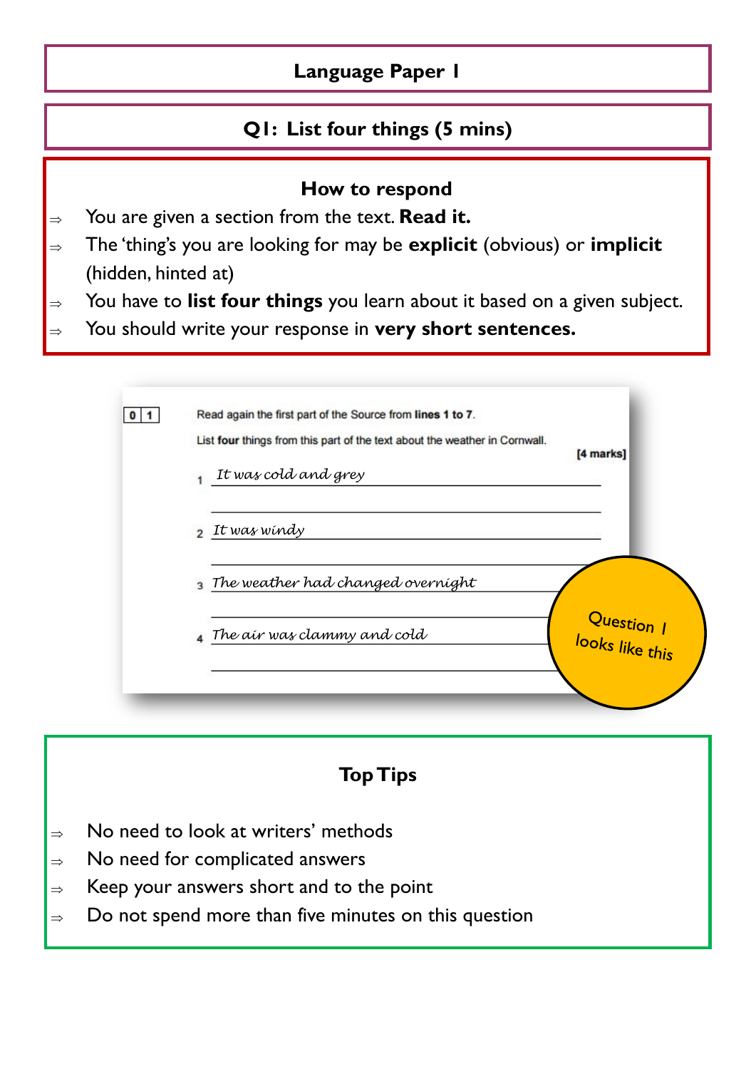# Language Paper 1

## Q1: List four things (5 mins)

### How to respond

- ⇒ You are given a section from the text. **Read it.**
- ⇒ The 'thing's you are looking for may be **explicit** (obvious) or **implicit** (hidden, hinted at)
- ⇒ You have to **list four things** you learn about it based on a given subject.
- ⇒ You should write your response in **very short sentences.**

0 1 Read again the first part of the Source from **lines 1 to 7**.

List **four** things from this part of the text about the weather in Cornwall.

**[4 marks]**

1 *It was cold and grey*

2 *It was windy*

3 *The weather had changed overnight*

4 *The air was clammy and cold*

Question 1 looks like this

### Top Tips

- ⇒ No need to look at writers' methods
- ⇒ No need for complicated answers
- ⇒ Keep your answers short and to the point
- ⇒ Do not spend more than five minutes on this question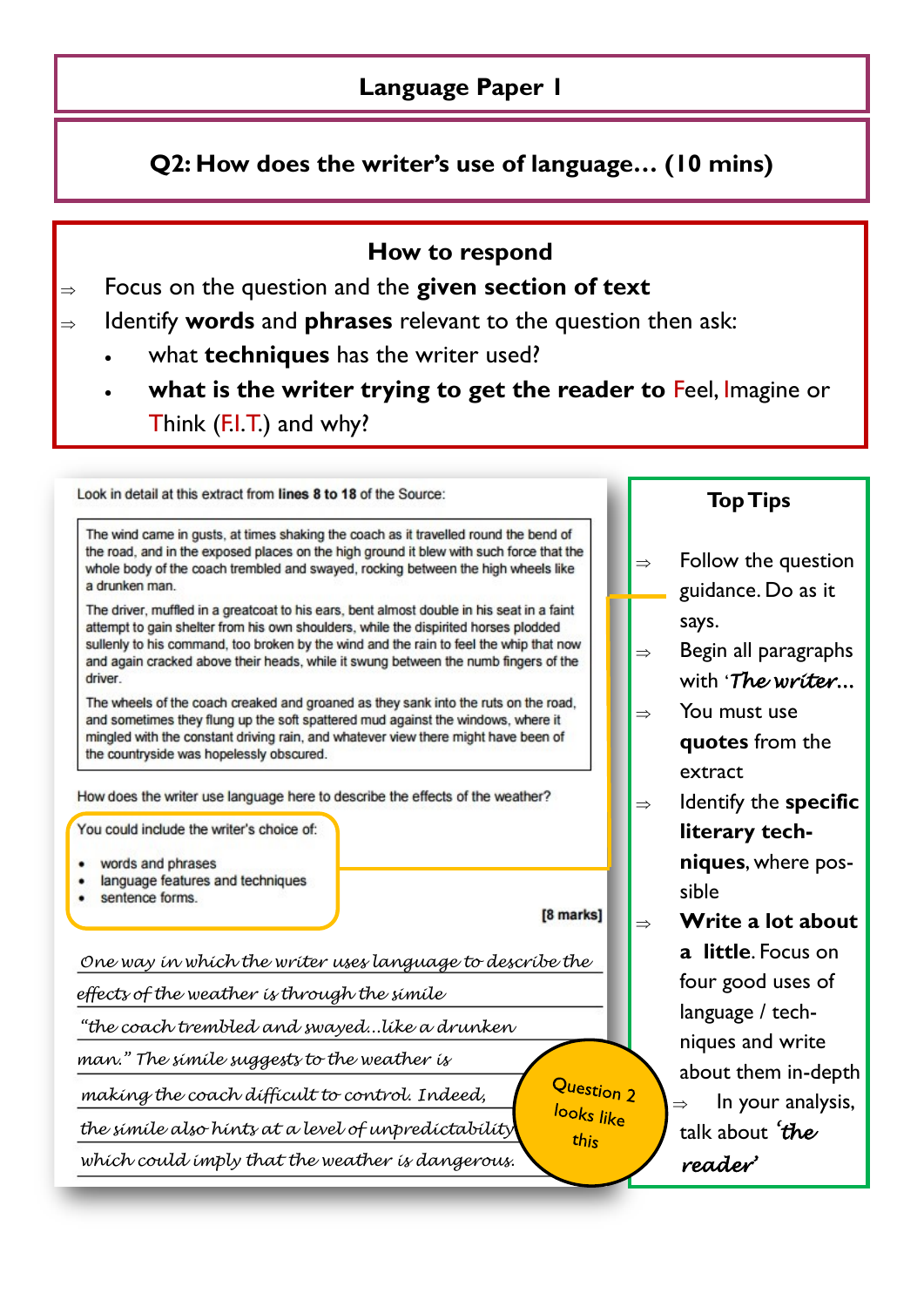# Language Paper 1

## Q2: How does the writer's use of language… (10 mins)

### How to respond

⇒ Focus on the question and the **given section of text**

⇒ Identify **words** and **phrases** relevant to the question then ask:

- what **techniques** has the writer used?
- **what is the writer trying to get the reader to** Feel, Imagine or Think (F.I.T.) and why?

Look in detail at this extract from **lines 8 to 18** of the Source:

> The wind came in gusts, at times shaking the coach as it travelled round the bend of the road, and in the exposed places on the high ground it blew with such force that the whole body of the coach trembled and swayed, rocking between the high wheels like a drunken man.
>
> The driver, muffled in a greatcoat to his ears, bent almost double in his seat in a faint attempt to gain shelter from his own shoulders, while the dispirited horses plodded sullenly to his command, too broken by the wind and the rain to feel the whip that now and again cracked above their heads, while it swung between the numb fingers of the driver.
>
> The wheels of the coach creaked and groaned as they sank into the ruts on the road, and sometimes they flung up the soft spattered mud against the windows, where it mingled with the constant driving rain, and whatever view there might have been of the countryside was hopelessly obscured.

How does the writer use language here to describe the effects of the weather?

You could include the writer's choice of:

- words and phrases
- language features and techniques
- sentence forms.

**[8 marks]**

*One way in which the writer uses language to describe the effects of the weather is through the simile "the coach trembled and swayed…like a drunken man." The simile suggests to the weather is making the coach difficult to control. Indeed, the simile also hints at a level of unpredictability which could imply that the weather is dangerous.*

Question 2 looks like this

### Top Tips

⇒ Follow the question guidance. Do as it says.

⇒ Begin all paragraphs with '*The writer…*'

⇒ You must use **quotes** from the extract

⇒ Identify the **specific literary techniques**, where possible

⇒ **Write a lot about a little**. Focus on four good uses of language / techniques and write about them in-depth

⇒ In your analysis, talk about *'the reader'*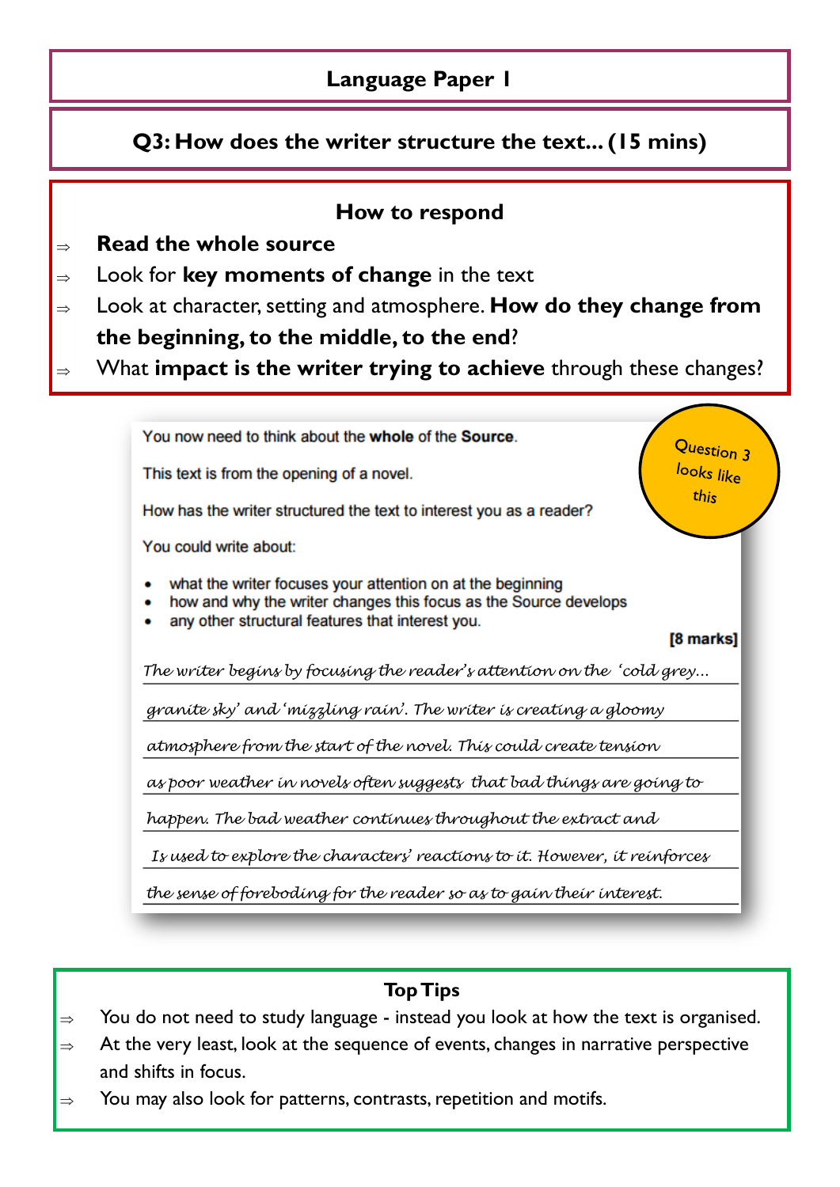# Language Paper 1

## Q3: How does the writer structure the text... (15 mins)

### How to respond

- ⇒ **Read the whole source**
- ⇒ Look for **key moments of change** in the text
- ⇒ Look at character, setting and atmosphere. **How do they change from the beginning, to the middle, to the end**?
- ⇒ What **impact is the writer trying to achieve** through these changes?

Question 3 looks like this

You now need to think about the **whole** of the **Source**.

This text is from the opening of a novel.

How has the writer structured the text to interest you as a reader?

You could write about:

- what the writer focuses your attention on at the beginning
- how and why the writer changes this focus as the Source develops
- any other structural features that interest you.

**[8 marks]**

*The writer begins by focusing the reader's attention on the 'cold grey... granite sky' and 'mizzling rain'. The writer is creating a gloomy atmosphere from the start of the novel. This could create tension as poor weather in novels often suggests that bad things are going to happen. The bad weather continues throughout the extract and Is used to explore the characters' reactions to it. However, it reinforces the sense of foreboding for the reader so as to gain their interest.*

### Top Tips

- ⇒ You do not need to study language - instead you look at how the text is organised.
- ⇒ At the very least, look at the sequence of events, changes in narrative perspective and shifts in focus.
- ⇒ You may also look for patterns, contrasts, repetition and motifs.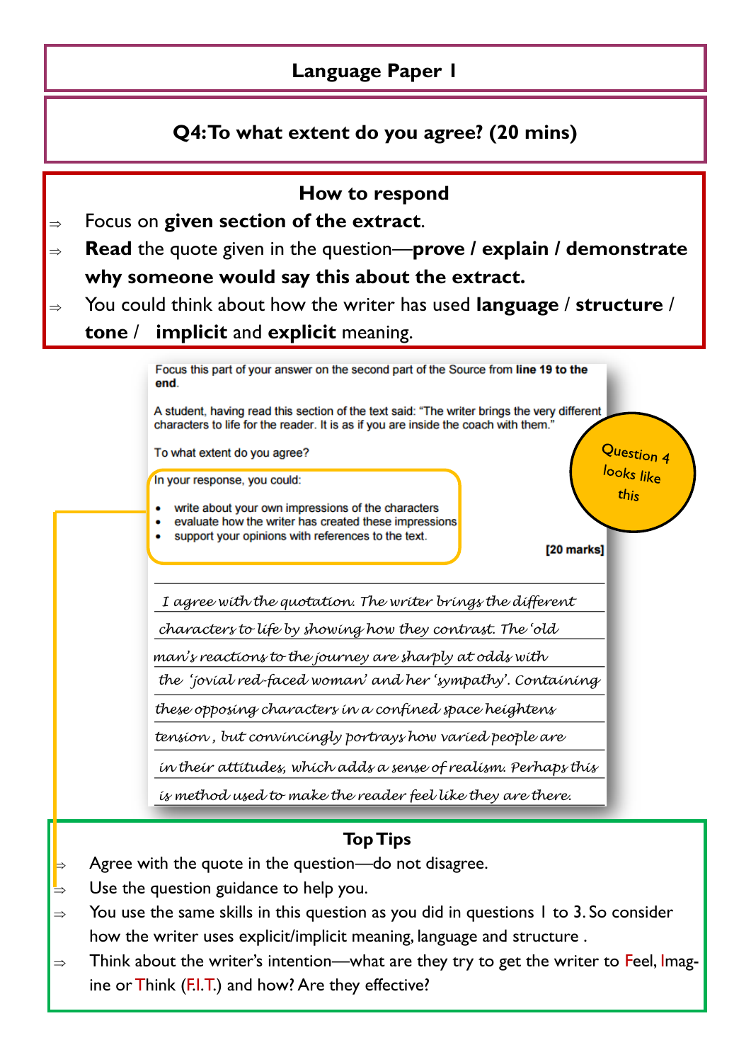# Language Paper 1

## Q4: To what extent do you agree? (20 mins)

### How to respond

- ⇒ Focus on **given section of the extract**.
- ⇒ **Read** the quote given in the question—**prove / explain / demonstrate why someone would say this about the extract.**
- ⇒ You could think about how the writer has used **language** / **structure** / **tone** / **implicit** and **explicit** meaning.

Focus this part of your answer on the second part of the Source from **line 19 to the end**.

A student, having read this section of the text said: "The writer brings the very different characters to life for the reader. It is as if you are inside the coach with them."

To what extent do you agree?

In your response, you could:

- write about your own impressions of the characters
- evaluate how the writer has created these impressions
- support your opinions with references to the text.

**[20 marks]**

Question 4 looks like this

*I agree with the quotation. The writer brings the different characters to life by showing how they contrast. The 'old man's reactions to the journey are sharply at odds with the 'jovial red-faced woman' and her 'sympathy'. Containing these opposing characters in a confined space heightens tension, but convincingly portrays how varied people are in their attitudes, which adds a sense of realism. Perhaps this is method used to make the reader feel like they are there.*

### Top Tips

- ⇒ Agree with the quote in the question—do not disagree.
- ⇒ Use the question guidance to help you.
- ⇒ You use the same skills in this question as you did in questions 1 to 3. So consider how the writer uses explicit/implicit meaning, language and structure .
- ⇒ Think about the writer's intention—what are they try to get the writer to Feel, Imagine or Think (F.I.T.) and how? Are they effective?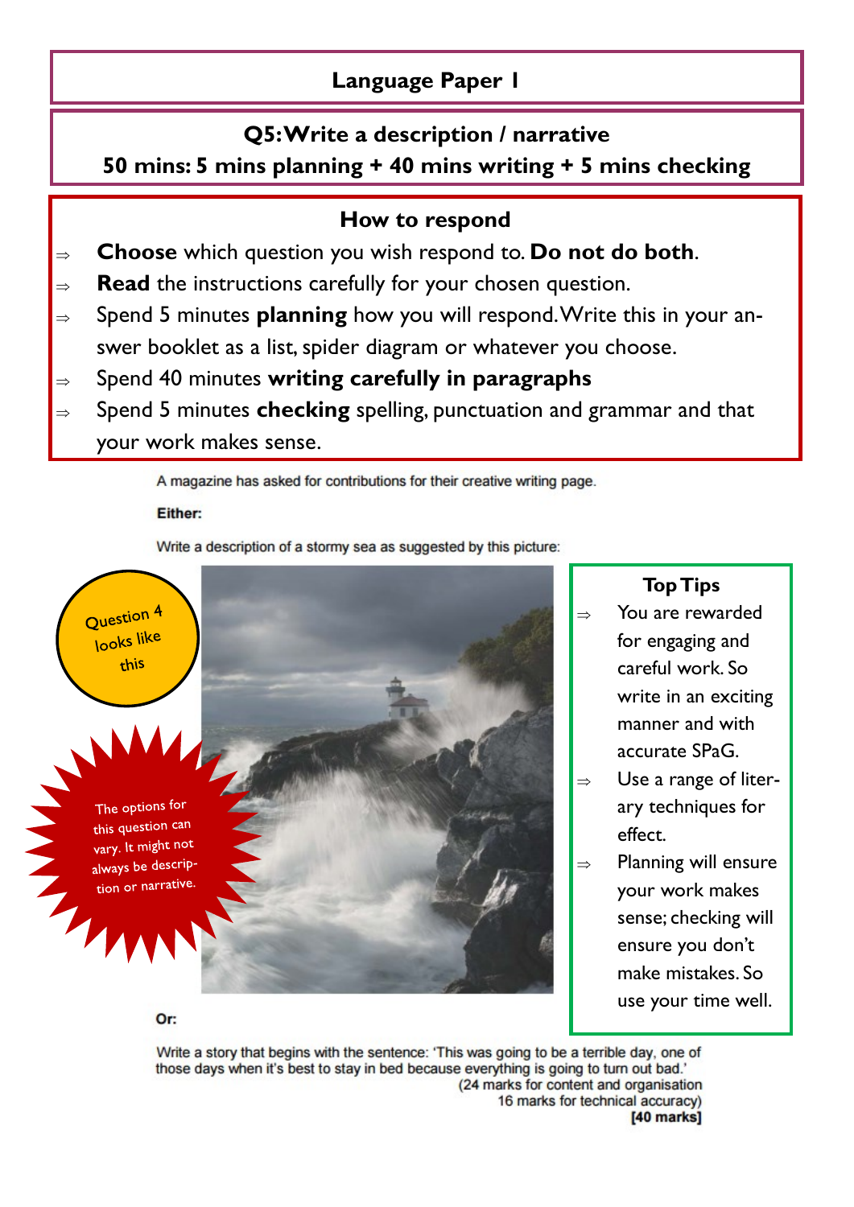# Language Paper 1

## Q5: Write a description / narrative

**50 mins: 5 mins planning + 40 mins writing + 5 mins checking**

### How to respond

- **Choose** which question you wish respond to. **Do not do both**.
- **Read** the instructions carefully for your chosen question.
- Spend 5 minutes **planning** how you will respond. Write this in your answer booklet as a list, spider diagram or whatever you choose.
- Spend 40 minutes **writing carefully in paragraphs**
- Spend 5 minutes **checking** spelling, punctuation and grammar and that your work makes sense.

A magazine has asked for contributions for their creative writing page.

**Either:**

Write a description of a stormy sea as suggested by this picture:

Question 4 looks like this

The options for this question can vary. It might not always be description or narrative.

**Or:**

Write a story that begins with the sentence: 'This was going to be a terrible day, one of those days when it's best to stay in bed because everything is going to turn out bad.'

(24 marks for content and organisation
16 marks for technical accuracy)
**[40 marks]**

### Top Tips

- You are rewarded for engaging and careful work. So write in an exciting manner and with accurate SPaG.
- Use a range of literary techniques for effect.
- Planning will ensure your work makes sense; checking will ensure you don't make mistakes. So use your time well.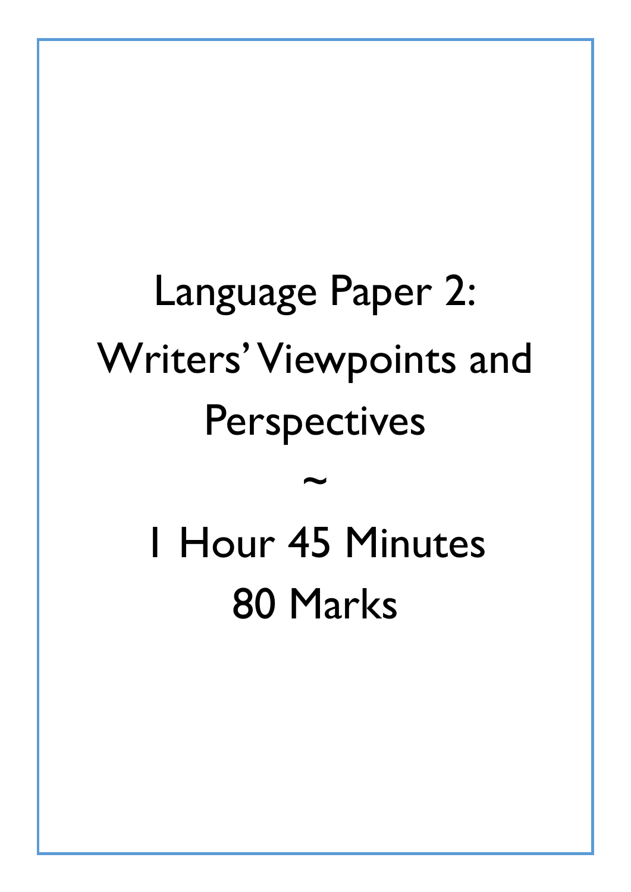# Language Paper 2: Writers' Viewpoints and Perspectives

~

1 Hour 45 Minutes

80 Marks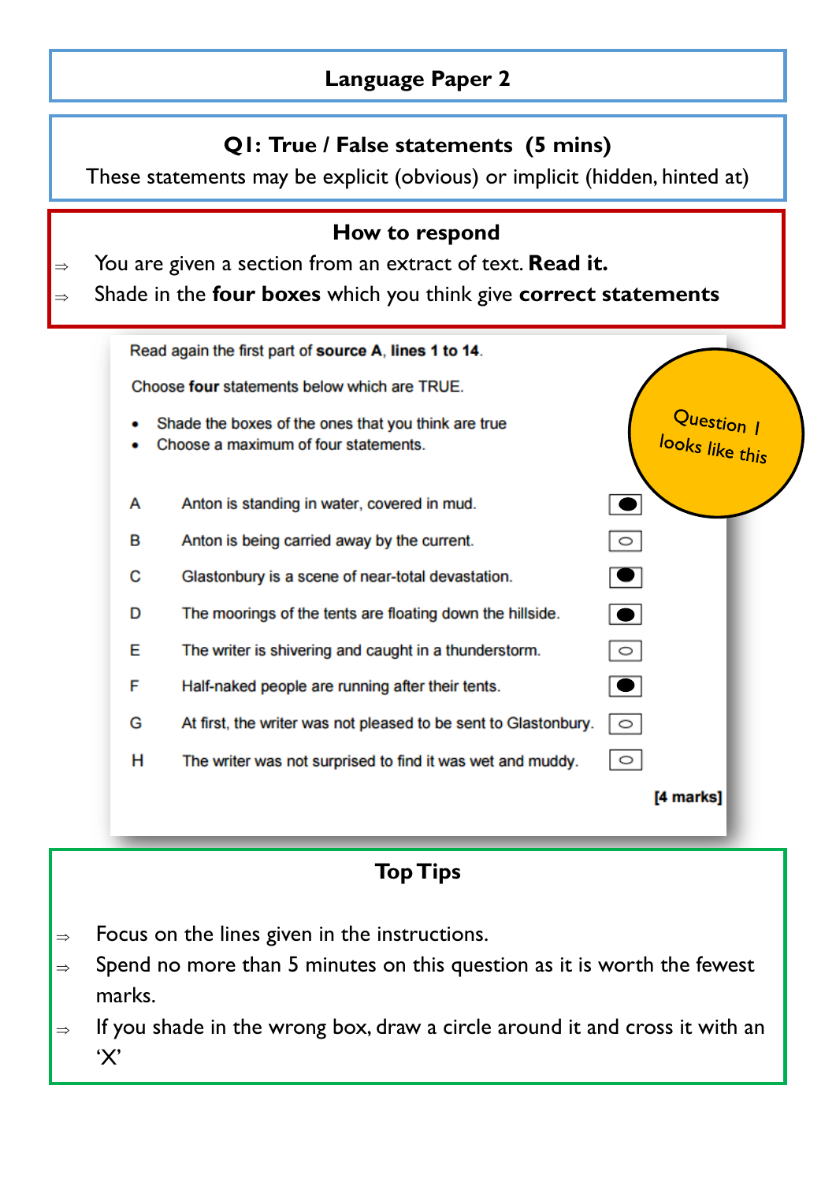# Language Paper 2

## Q1: True / False statements (5 mins)

These statements may be explicit (obvious) or implicit (hidden, hinted at)

### How to respond

- ⇒ You are given a section from an extract of text. **Read it.**
- ⇒ Shade in the **four boxes** which you think give **correct statements**

Read again the first part of **source A**, **lines 1 to 14**.

Choose **four** statements below which are TRUE.

- Shade the boxes of the ones that you think are true
- Choose a maximum of four statements.

Question 1 looks like this

| | | |
|---|---|---|
| A | Anton is standing in water, covered in mud. | ⬤ |
| B | Anton is being carried away by the current. | ○ |
| C | Glastonbury is a scene of near-total devastation. | ⬤ |
| D | The moorings of the tents are floating down the hillside. | ⬤ |
| E | The writer is shivering and caught in a thunderstorm. | ○ |
| F | Half-naked people are running after their tents. | ⬤ |
| G | At first, the writer was not pleased to be sent to Glastonbury. | ○ |
| H | The writer was not surprised to find it was wet and muddy. | ○ |

**[4 marks]**

### Top Tips

- ⇒ Focus on the lines given in the instructions.
- ⇒ Spend no more than 5 minutes on this question as it is worth the fewest marks.
- ⇒ If you shade in the wrong box, draw a circle around it and cross it with an 'X'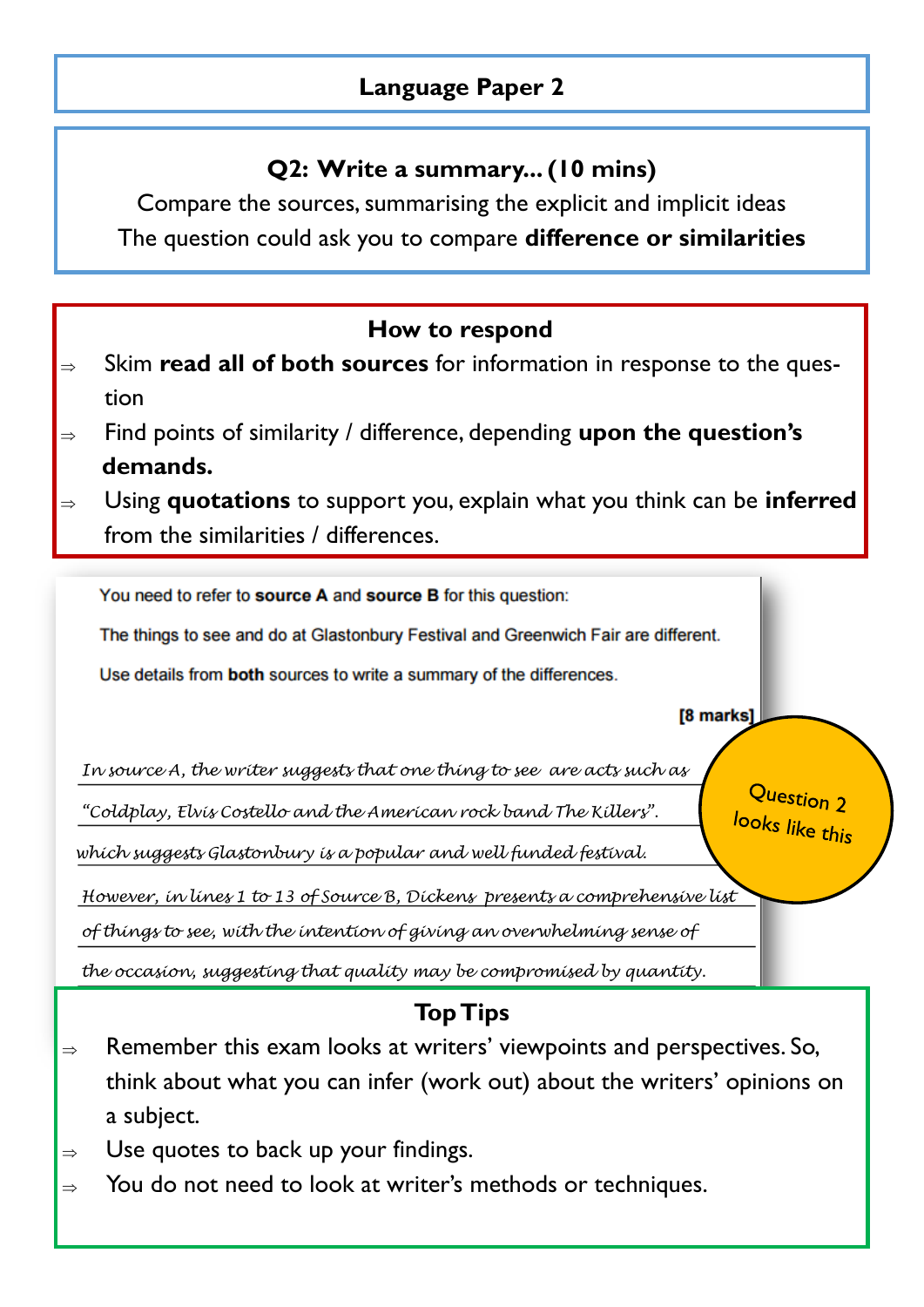## Language Paper 2

### Q2: Write a summary... (10 mins)

Compare the sources, summarising the explicit and implicit ideas

The question could ask you to compare **difference or similarities**

### How to respond

- Skim **read all of both sources** for information in response to the question
- Find points of similarity / difference, depending **upon the question's demands.**
- Using **quotations** to support you, explain what you think can be **inferred** from the similarities / differences.

You need to refer to **source A** and **source B** for this question:

The things to see and do at Glastonbury Festival and Greenwich Fair are different.

Use details from **both** sources to write a summary of the differences.

**[8 marks]**

*In source A, the writer suggests that one thing to see are acts such as "Coldplay, Elvis Costello and the American rock band The Killers". which suggests Glastonbury is a popular and well funded festival.*

*However, in lines 1 to 13 of Source B, Dickens presents a comprehensive list of things to see, with the intention of giving an overwhelming sense of the occasion, suggesting that quality may be compromised by quantity.*

Question 2 looks like this

### Top Tips

- Remember this exam looks at writers' viewpoints and perspectives. So, think about what you can infer (work out) about the writers' opinions on a subject.
- Use quotes to back up your findings.
- You do not need to look at writer's methods or techniques.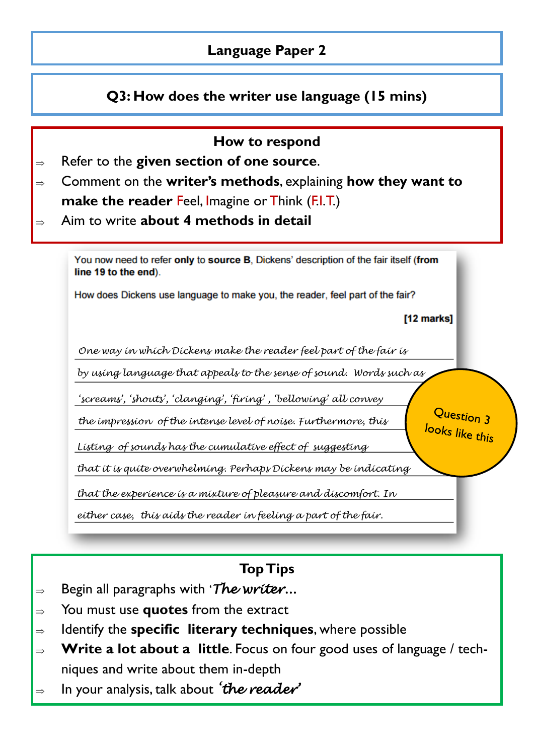# Language Paper 2

## Q3: How does the writer use language (15 mins)

### How to respond

- Refer to the **given section of one source**.
- Comment on the **writer's methods**, explaining **how they want to make the reader** Feel, Imagine or Think (F.I.T.)
- Aim to write **about 4 methods in detail**

You now need to refer **only** to **source B**, Dickens' description of the fair itself (**from line 19 to the end**).

How does Dickens use language to make you, the reader, feel part of the fair?

**[12 marks]**

*One way in which Dickens make the reader feel part of the fair is by using language that appeals to the sense of sound. Words such as 'screams', 'shouts', 'clanging', 'firing', 'bellowing' all convey the impression of the intense level of noise. Furthermore, this Listing of sounds has the cumulative effect of suggesting that it is quite overwhelming. Perhaps Dickens may be indicating that the experience is a mixture of pleasure and discomfort. In either case, this aids the reader in feeling a part of the fair.*

Question 3 looks like this

### Top Tips

- Begin all paragraphs with '*The writer...*
- You must use **quotes** from the extract
- Identify the **specific literary techniques**, where possible
- **Write a lot about a little**. Focus on four good uses of language / techniques and write about them in-depth
- In your analysis, talk about *'the reader'*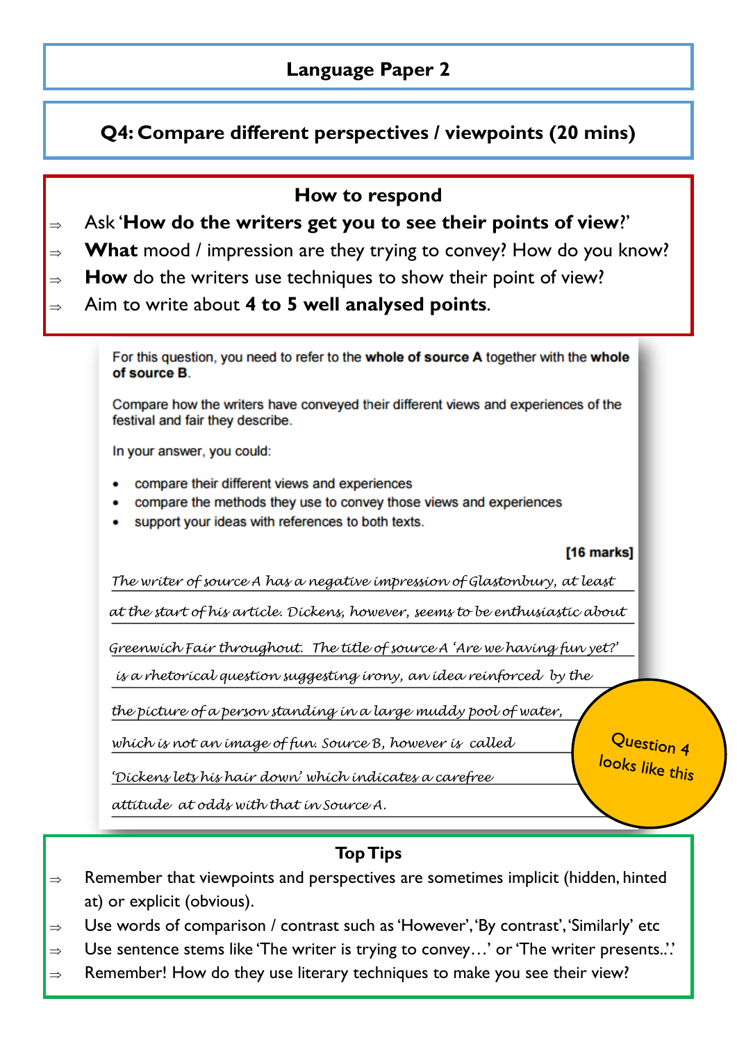# Language Paper 2

## Q4: Compare different perspectives / viewpoints (20 mins)

### How to respond

- Ask '**How do the writers get you to see their points of view**?'
- **What** mood / impression are they trying to convey? How do you know?
- **How** do the writers use techniques to show their point of view?
- Aim to write about **4 to 5 well analysed points**.

For this question, you need to refer to the **whole of source A** together with the **whole of source B**.

Compare how the writers have conveyed their different views and experiences of the festival and fair they describe.

In your answer, you could:

- compare their different views and experiences
- compare the methods they use to convey those views and experiences
- support your ideas with references to both texts.

**[16 marks]**

*The writer of source A has a negative impression of Glastonbury, at least at the start of his article. Dickens, however, seems to be enthusiastic about Greenwich Fair throughout. The title of source A 'Are we having fun yet?' is a rhetorical question suggesting irony, an idea reinforced by the the picture of a person standing in a large muddy pool of water, which is not an image of fun. Source B, however is called 'Dickens lets his hair down' which indicates a carefree attitude at odds with that in Source A.*

Question 4 looks like this

### Top Tips

- Remember that viewpoints and perspectives are sometimes implicit (hidden, hinted at) or explicit (obvious).
- Use words of comparison / contrast such as 'However', 'By contrast', 'Similarly' etc
- Use sentence stems like 'The writer is trying to convey…' or 'The writer presents..'.
- Remember! How do they use literary techniques to make you see their view?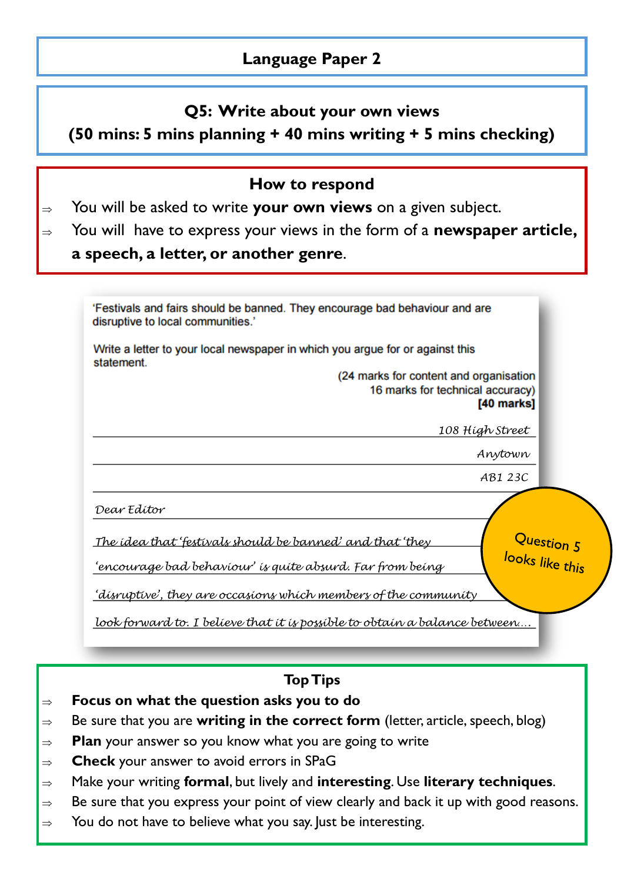# Language Paper 2

## Q5: Write about your own views
**(50 mins: 5 mins planning + 40 mins writing + 5 mins checking)**

### How to respond

- ⇒ You will be asked to write **your own views** on a given subject.
- ⇒ You will have to express your views in the form of a **newspaper article, a speech, a letter, or another genre**.

'Festivals and fairs should be banned. They encourage bad behaviour and are disruptive to local communities.'

Write a letter to your local newspaper in which you argue for or against this statement.

(24 marks for content and organisation
16 marks for technical accuracy)
**[40 marks]**

*108 High Street*
*Anytown*
*AB1 23C*

*Dear Editor*

*The idea that 'festivals should be banned' and that 'they 'encourage bad behaviour' is quite absurd. Far from being 'disruptive', they are occasions which members of the community look forward to. I believe that it is possible to obtain a balance between....*

Question 5 looks like this

### Top Tips

- ⇒ **Focus on what the question asks you to do**
- ⇒ Be sure that you are **writing in the correct form** (letter, article, speech, blog)
- ⇒ **Plan** your answer so you know what you are going to write
- ⇒ **Check** your answer to avoid errors in SPaG
- ⇒ Make your writing **formal**, but lively and **interesting**. Use **literary techniques**.
- ⇒ Be sure that you express your point of view clearly and back it up with good reasons.
- ⇒ You do not have to believe what you say. Just be interesting.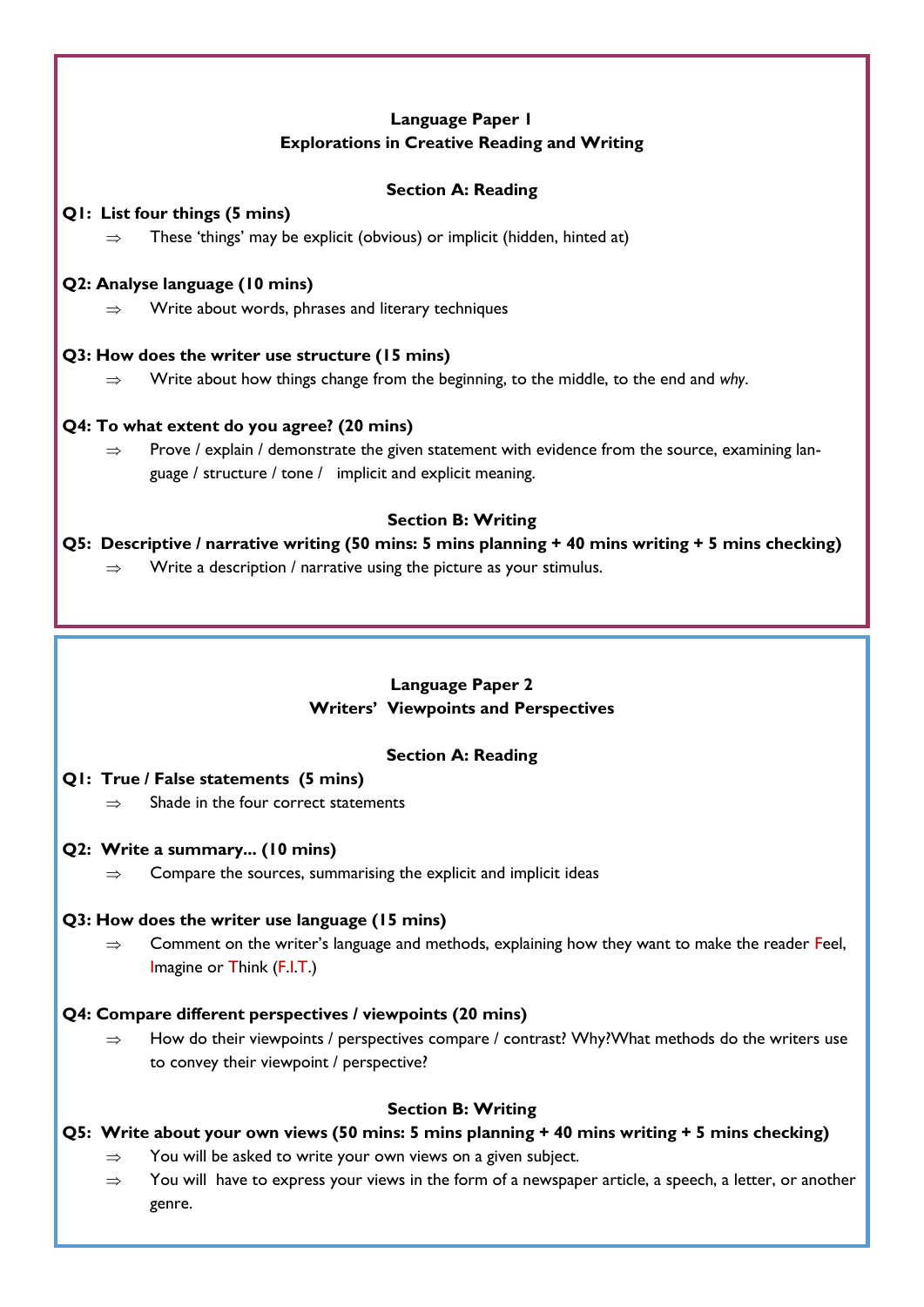## Language Paper 1
## Explorations in Creative Reading and Writing

### Section A: Reading

**Q1: List four things (5 mins)**

⇒ These 'things' may be explicit (obvious) or implicit (hidden, hinted at)

**Q2: Analyse language (10 mins)**

⇒ Write about words, phrases and literary techniques

**Q3: How does the writer use structure (15 mins)**

⇒ Write about how things change from the beginning, to the middle, to the end and *why*.

**Q4: To what extent do you agree? (20 mins)**

⇒ Prove / explain / demonstrate the given statement with evidence from the source, examining language / structure / tone / implicit and explicit meaning.

### Section B: Writing

**Q5: Descriptive / narrative writing (50 mins: 5 mins planning + 40 mins writing + 5 mins checking)**

⇒ Write a description / narrative using the picture as your stimulus.

## Language Paper 2
## Writers' Viewpoints and Perspectives

### Section A: Reading

**Q1: True / False statements (5 mins)**

⇒ Shade in the four correct statements

**Q2: Write a summary... (10 mins)**

⇒ Compare the sources, summarising the explicit and implicit ideas

**Q3: How does the writer use language (15 mins)**

⇒ Comment on the writer's language and methods, explaining how they want to make the reader Feel, Imagine or Think (F.I.T.)

**Q4: Compare different perspectives / viewpoints (20 mins)**

⇒ How do their viewpoints / perspectives compare / contrast? Why?What methods do the writers use to convey their viewpoint / perspective?

### Section B: Writing

**Q5: Write about your own views (50 mins: 5 mins planning + 40 mins writing + 5 mins checking)**

⇒ You will be asked to write your own views on a given subject.

⇒ You will have to express your views in the form of a newspaper article, a speech, a letter, or another genre.